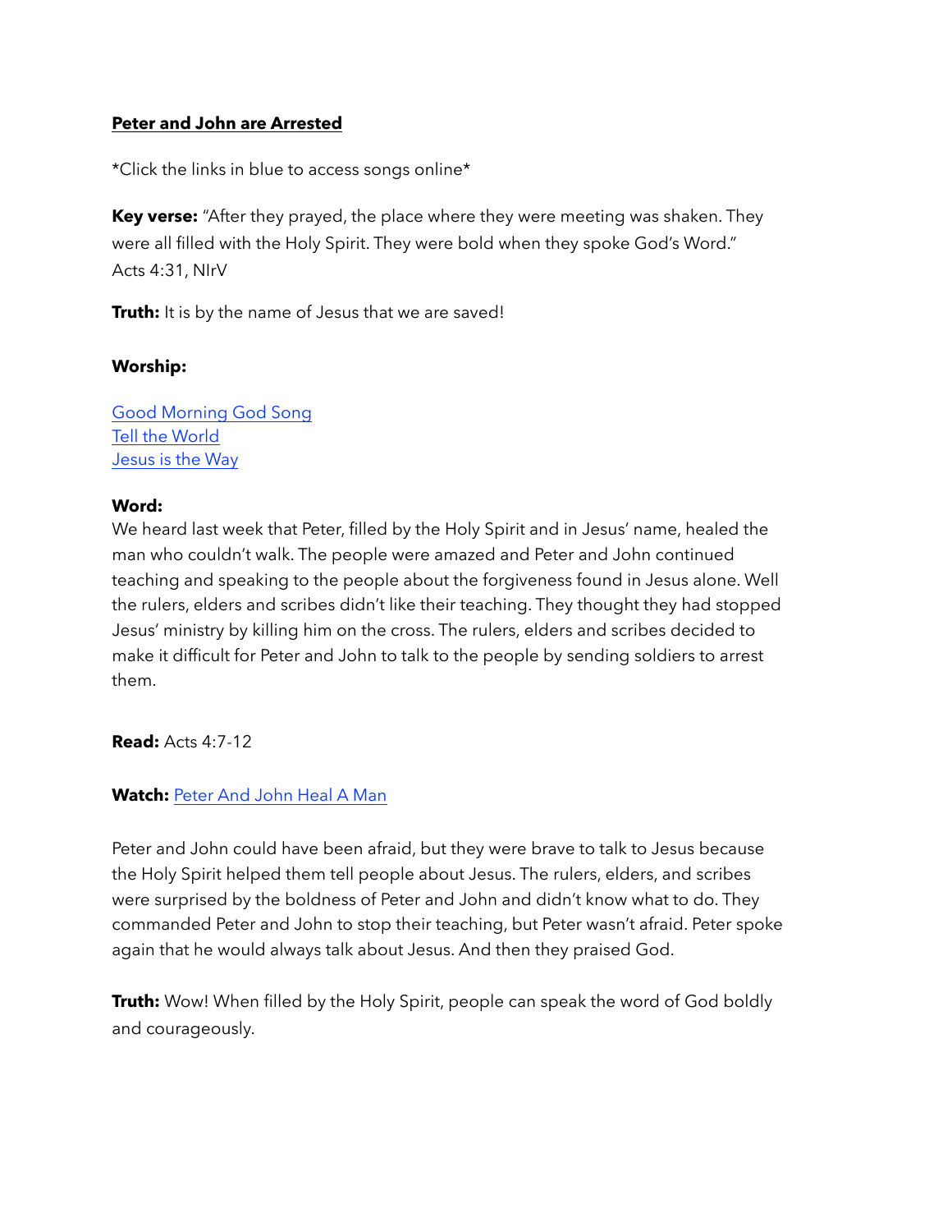**Peter and John are Arrested**

*Click the links in blue to access songs online*

**Key verse:** "After they prayed, the place where they were meeting was shaken. They were all filled with the Holy Spirit. They were bold when they spoke God's Word." Acts 4:31, NIrV

**Truth:** It is by the name of Jesus that we are saved!

**Worship:**

Good Morning God Song
Tell the World
Jesus is the Way

**Word:**
We heard last week that Peter, filled by the Holy Spirit and in Jesus' name, healed the man who couldn't walk. The people were amazed and Peter and John continued teaching and speaking to the people about the forgiveness found in Jesus alone. Well the rulers, elders and scribes didn't like their teaching. They thought they had stopped Jesus' ministry by killing him on the cross. The rulers, elders and scribes decided to make it difficult for Peter and John to talk to the people by sending soldiers to arrest them.

**Read:** Acts 4:7-12

**Watch:** Peter And John Heal A Man

Peter and John could have been afraid, but they were brave to talk to Jesus because the Holy Spirit helped them tell people about Jesus. The rulers, elders, and scribes were surprised by the boldness of Peter and John and didn't know what to do. They commanded Peter and John to stop their teaching, but Peter wasn't afraid. Peter spoke again that he would always talk about Jesus. And then they praised God.

**Truth:** Wow! When filled by the Holy Spirit, people can speak the word of God boldly and courageously.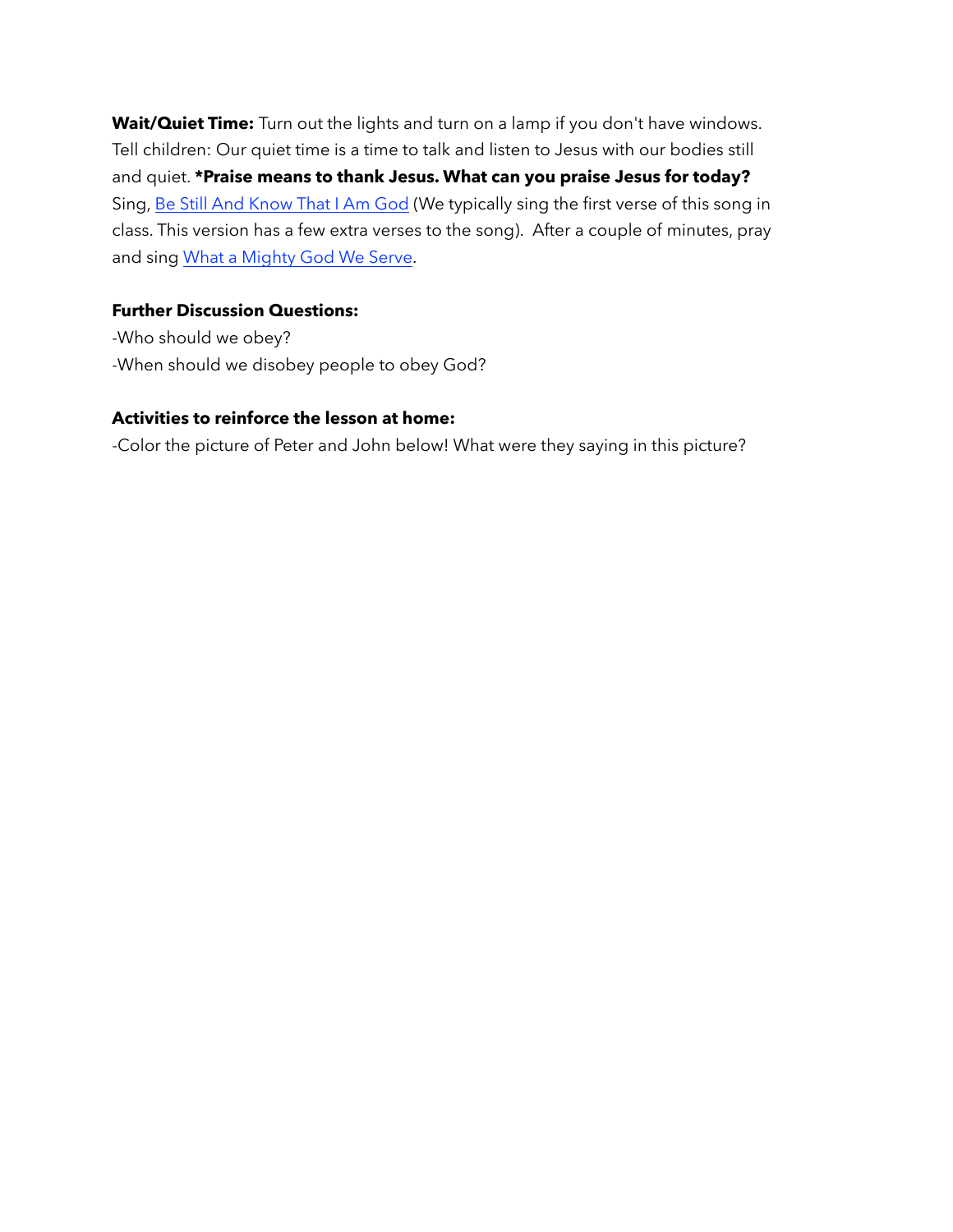**Wait/Quiet Time:** Turn out the lights and turn on a lamp if you don't have windows. Tell children: Our quiet time is a time to talk and listen to Jesus with our bodies still and quiet. ***Praise means to thank Jesus. What can you praise Jesus for today?** Sing, Be Still And Know That I Am God (We typically sing the first verse of this song in class. This version has a few extra verses to the song). After a couple of minutes, pray and sing What a Mighty God We Serve.

**Further Discussion Questions:**

-Who should we obey?

-When should we disobey people to obey God?

**Activities to reinforce the lesson at home:**

-Color the picture of Peter and John below! What were they saying in this picture?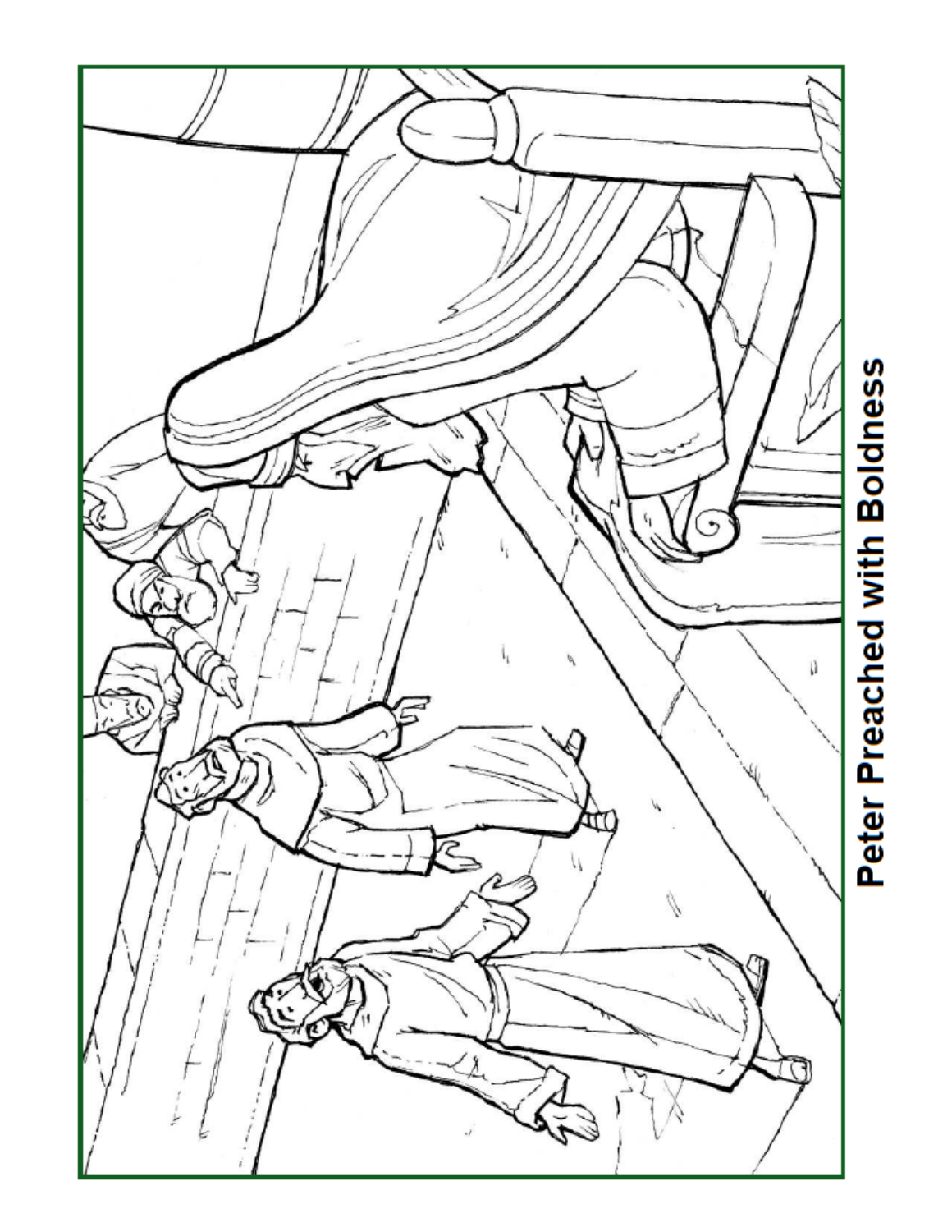Peter Preached with Boldness